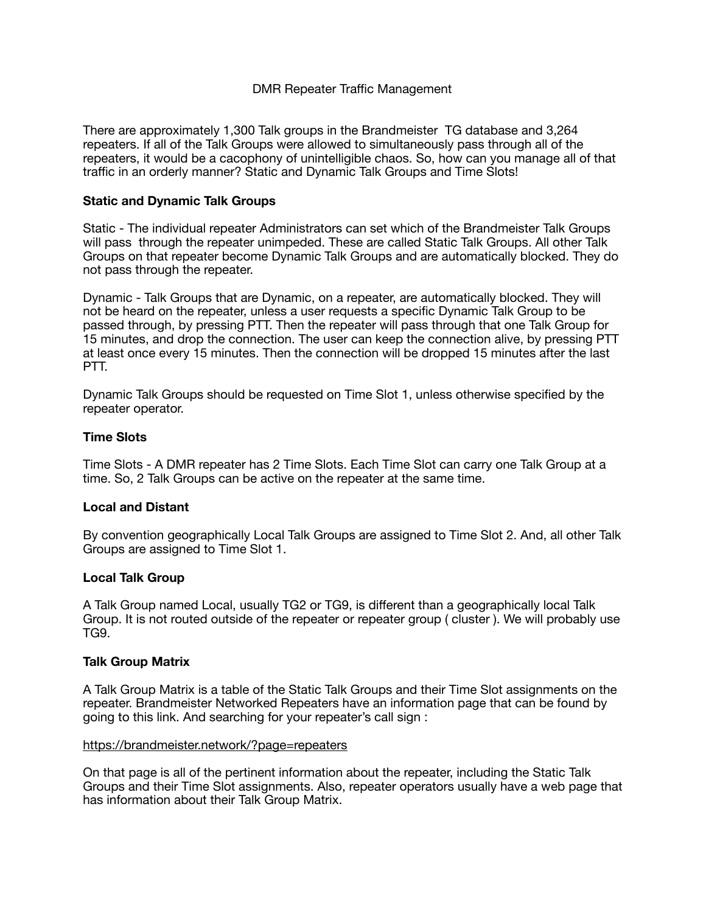# DMR Repeater Traffic Management

There are approximately 1,300 Talk groups in the Brandmeister TG database and 3,264 repeaters. If all of the Talk Groups were allowed to simultaneously pass through all of the repeaters, it would be a cacophony of unintelligible chaos. So, how can you manage all of that traffic in an orderly manner? Static and Dynamic Talk Groups and Time Slots!

**Static and Dynamic Talk Groups**

Static - The individual repeater Administrators can set which of the Brandmeister Talk Groups will pass through the repeater unimpeded. These are called Static Talk Groups. All other Talk Groups on that repeater become Dynamic Talk Groups and are automatically blocked. They do not pass through the repeater.

Dynamic - Talk Groups that are Dynamic, on a repeater, are automatically blocked. They will not be heard on the repeater, unless a user requests a specific Dynamic Talk Group to be passed through, by pressing PTT. Then the repeater will pass through that one Talk Group for 15 minutes, and drop the connection. The user can keep the connection alive, by pressing PTT at least once every 15 minutes. Then the connection will be dropped 15 minutes after the last PTT.

Dynamic Talk Groups should be requested on Time Slot 1, unless otherwise specified by the repeater operator.

**Time Slots**

Time Slots - A DMR repeater has 2 Time Slots. Each Time Slot can carry one Talk Group at a time. So, 2 Talk Groups can be active on the repeater at the same time.

**Local and Distant**

By convention geographically Local Talk Groups are assigned to Time Slot 2. And, all other Talk Groups are assigned to Time Slot 1.

**Local Talk Group**

A Talk Group named Local, usually TG2 or TG9, is different than a geographically local Talk Group. It is not routed outside of the repeater or repeater group ( cluster ). We will probably use TG9.

**Talk Group Matrix**

A Talk Group Matrix is a table of the Static Talk Groups and their Time Slot assignments on the repeater. Brandmeister Networked Repeaters have an information page that can be found by going to this link. And searching for your repeater's call sign :

https://brandmeister.network/?page=repeaters

On that page is all of the pertinent information about the repeater, including the Static Talk Groups and their Time Slot assignments. Also, repeater operators usually have a web page that has information about their Talk Group Matrix.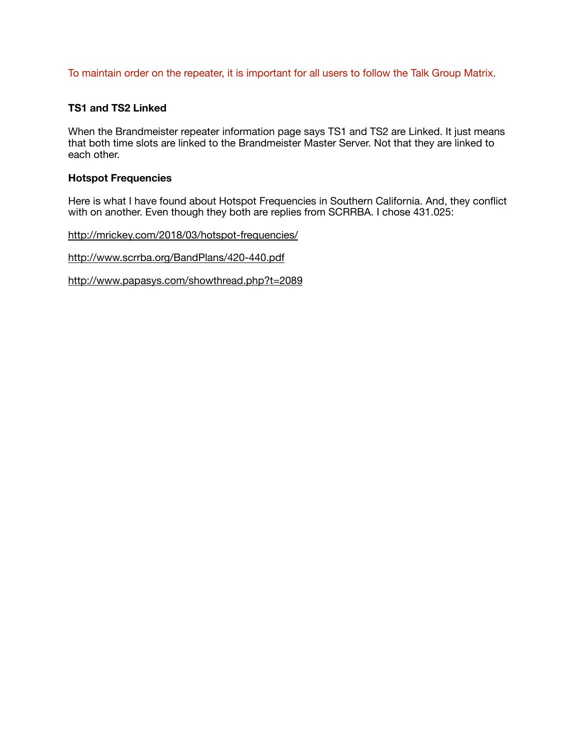To maintain order on the repeater, it is important for all users to follow the Talk Group Matrix.

**TS1 and TS2 Linked**

When the Brandmeister repeater information page says TS1 and TS2 are Linked. It just means that both time slots are linked to the Brandmeister Master Server. Not that they are linked to each other.

**Hotspot Frequencies**

Here is what I have found about Hotspot Frequencies in Southern California. And, they conflict with on another. Even though they both are replies from SCRRBA. I chose 431.025:

http://mrickey.com/2018/03/hotspot-frequencies/

http://www.scrrba.org/BandPlans/420-440.pdf

http://www.papasys.com/showthread.php?t=2089